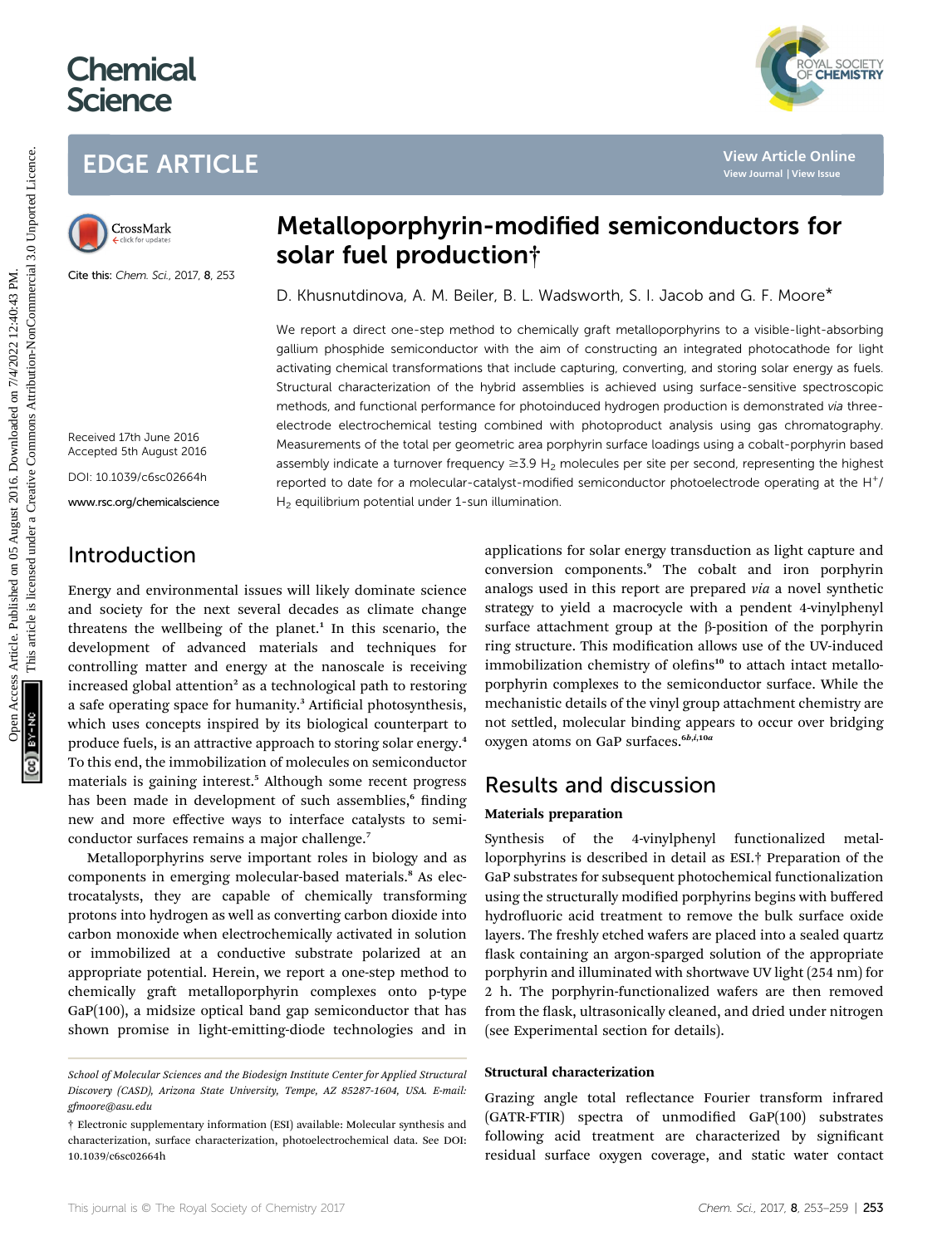# Metalloporphyrin-modified semiconductors for solar fuel production†

Cite this: *Chem. Sci.*, 2017, **8**, 253

D. Khusnutdinova, A. M. Beiler, B. L. Wadsworth, S. I. Jacob and G. F. Moore*

Received 17th June 2016
Accepted 5th August 2016

DOI: 10.1039/c6sc02664h

www.rsc.org/chemicalscience

We report a direct one-step method to chemically graft metalloporphyrins to a visible-light-absorbing gallium phosphide semiconductor with the aim of constructing an integrated photocathode for light activating chemical transformations that include capturing, converting, and storing solar energy as fuels. Structural characterization of the hybrid assemblies is achieved using surface-sensitive spectroscopic methods, and functional performance for photoinduced hydrogen production is demonstrated *via* three-electrode electrochemical testing combined with photoproduct analysis using gas chromatography. Measurements of the total per geometric area porphyrin surface loadings using a cobalt-porphyrin based assembly indicate a turnover frequency ≥3.9 $H_2$ molecules per site per second, representing the highest reported to date for a molecular-catalyst-modified semiconductor photoelectrode operating at the $H^+/H_2$ equilibrium potential under 1-sun illumination.

## Introduction

Energy and environmental issues will likely dominate science and society for the next several decades as climate change threatens the wellbeing of the planet.[1] In this scenario, the development of advanced materials and techniques for controlling matter and energy at the nanoscale is receiving increased global attention[2] as a technological path to restoring a safe operating space for humanity.[3] Artificial photosynthesis, which uses concepts inspired by its biological counterpart to produce fuels, is an attractive approach to storing solar energy.[4] To this end, the immobilization of molecules on semiconductor materials is gaining interest.[5] Although some recent progress has been made in development of such assemblies,[6] finding new and more effective ways to interface catalysts to semiconductor surfaces remains a major challenge.[7]

Metalloporphyrins serve important roles in biology and as components in emerging molecular-based materials.[8] As electrocatalysts, they are capable of chemically transforming protons into hydrogen as well as converting carbon dioxide into carbon monoxide when electrochemically activated in solution or immobilized at a conductive substrate polarized at an appropriate potential. Herein, we report a one-step method to chemically graft metalloporphyrin complexes onto p-type GaP(100), a midsize optical band gap semiconductor that has shown promise in light-emitting-diode technologies and in applications for solar energy transduction as light capture and conversion components.[9] The cobalt and iron porphyrin analogs used in this report are prepared *via* a novel synthetic strategy to yield a macrocycle with a pendent 4-vinylphenyl surface attachment group at the β-position of the porphyrin ring structure. This modification allows use of the UV-induced immobilization chemistry of olefins[10] to attach intact metalloporphyrin complexes to the semiconductor surface. While the mechanistic details of the vinyl group attachment chemistry are not settled, molecular binding appears to occur over bridging oxygen atoms on GaP surfaces.[6b,i,10a]

## Results and discussion

### Materials preparation

Synthesis of the 4-vinylphenyl functionalized metalloporphyrins is described in detail as ESI.† Preparation of the GaP substrates for subsequent photochemical functionalization using the structurally modified porphyrins begins with buffered hydrofluoric acid treatment to remove the bulk surface oxide layers. The freshly etched wafers are placed into a sealed quartz flask containing an argon-sparged solution of the appropriate porphyrin and illuminated with shortwave UV light (254 nm) for 2 h. The porphyrin-functionalized wafers are then removed from the flask, ultrasonically cleaned, and dried under nitrogen (see Experimental section for details).

### Structural characterization

Grazing angle total reflectance Fourier transform infrared (GATR-FTIR) spectra of unmodified GaP(100) substrates following acid treatment are characterized by significant residual surface oxygen coverage, and static water contact

---

School of Molecular Sciences and the Biodesign Institute Center for Applied Structural Discovery (CASD), Arizona State University, Tempe, AZ 85287-1604, USA. E-mail: gfmoore@asu.edu

† Electronic supplementary information (ESI) available: Molecular synthesis and characterization, surface characterization, photoelectrochemical data. See DOI: 10.1039/c6sc02664h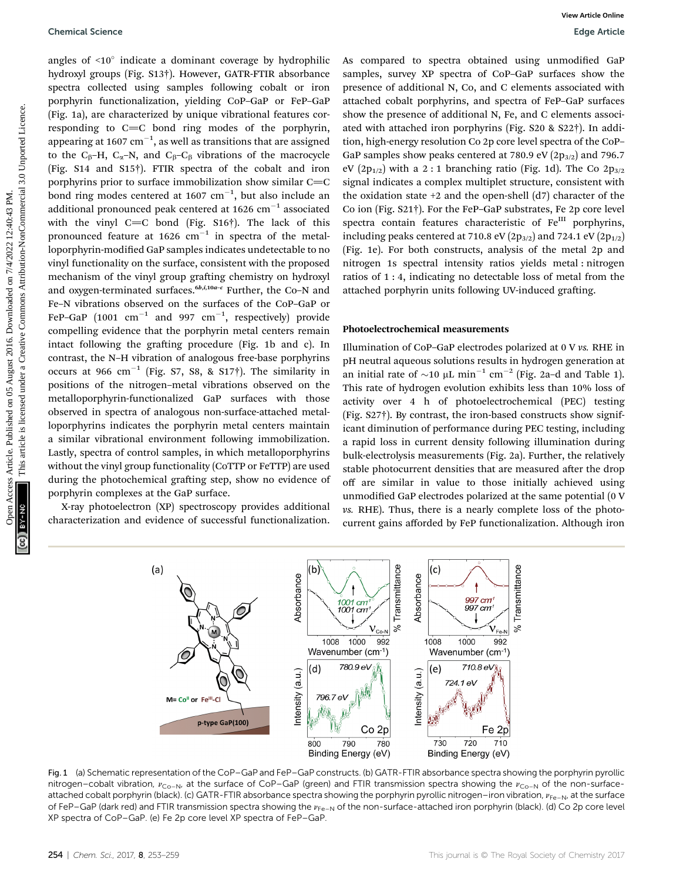angles of <10° indicate a dominant coverage by hydrophilic hydroxyl groups (Fig. S13†). However, GATR-FTIR absorbance spectra collected using samples following cobalt or iron porphyrin functionalization, yielding CoP–GaP or FeP–GaP (Fig. 1a), are characterized by unique vibrational features corresponding to C=C bond ring modes of the porphyrin, appearing at 1607 $cm^{-1}$, as well as transitions that are assigned to the $C_\beta$–H, $C_\alpha$–N, and $C_\beta$–$C_\beta$ vibrations of the macrocycle (Fig. S14 and S15†). FTIR spectra of the cobalt and iron porphyrins prior to surface immobilization show similar C=C bond ring modes centered at 1607 $cm^{-1}$, but also include an additional pronounced peak centered at 1626 $cm^{-1}$ associated with the vinyl C=C bond (Fig. S16†). The lack of this pronounced feature at 1626 $cm^{-1}$ in spectra of the metalloporphyrin-modified GaP samples indicates undetectable to no vinyl functionality on the surface, consistent with the proposed mechanism of the vinyl group grafting chemistry on hydroxyl and oxygen-terminated surfaces.[6b,i,10a–c] Further, the Co–N and Fe–N vibrations observed on the surfaces of the CoP–GaP or FeP–GaP (1001 $cm^{-1}$ and 997 $cm^{-1}$, respectively) provide compelling evidence that the porphyrin metal centers remain intact following the grafting procedure (Fig. 1b and c). In contrast, the N–H vibration of analogous free-base porphyrins occurs at 966 $cm^{-1}$ (Fig. S7, S8, & S17†). The similarity in positions of the nitrogen–metal vibrations observed on the metalloporphyrin-functionalized GaP surfaces with those observed in spectra of analogous non-surface-attached metalloporphyrins indicates the porphyrin metal centers maintain a similar vibrational environment following immobilization. Lastly, spectra of control samples, in which metalloporphyrins without the vinyl group functionality (CoTTP or FeTTP) are used during the photochemical grafting step, show no evidence of porphyrin complexes at the GaP surface.

X-ray photoelectron (XP) spectroscopy provides additional characterization and evidence of successful functionalization. As compared to spectra obtained using unmodified GaP samples, survey XP spectra of CoP–GaP surfaces show the presence of additional N, Co, and C elements associated with attached cobalt porphyrins, and spectra of FeP–GaP surfaces show the presence of additional N, Fe, and C elements associated with attached iron porphyrins (Fig. S20 & S22†). In addition, high-energy resolution Co 2p core level spectra of the CoP–GaP samples show peaks centered at 780.9 eV ($2p_{3/2}$) and 796.7 eV ($2p_{1/2}$) with a 2 : 1 branching ratio (Fig. 1d). The Co $2p_{3/2}$ signal indicates a complex multiplet structure, consistent with the oxidation state +2 and the open-shell (d7) character of the Co ion (Fig. S21†). For the FeP–GaP substrates, Fe 2p core level spectra contain features characteristic of $Fe^{III}$ porphyrins, including peaks centered at 710.8 eV ($2p_{3/2}$) and 724.1 eV ($2p_{1/2}$) (Fig. 1e). For both constructs, analysis of the metal 2p and nitrogen 1s spectral intensity ratios yields metal : nitrogen ratios of 1 : 4, indicating no detectable loss of metal from the attached porphyrin units following UV-induced grafting.

### Photoelectrochemical measurements

Illumination of CoP–GaP electrodes polarized at 0 V *vs.* RHE in pH neutral aqueous solutions results in hydrogen generation at an initial rate of ~10 μL $min^{-1}$ $cm^{-2}$ (Fig. 2a–d and Table 1). This rate of hydrogen evolution exhibits less than 10% loss of activity over 4 h of photoelectrochemical (PEC) testing (Fig. S27†). By contrast, the iron-based constructs show significant diminution of performance during PEC testing, including a rapid loss in current density following illumination during bulk-electrolysis measurements (Fig. 2a). Further, the relatively stable photocurrent densities that are measured after the drop off are similar in value to those initially achieved using unmodified GaP electrodes polarized at the same potential (0 V *vs.* RHE). Thus, there is a nearly complete loss of the photocurrent gains afforded by FeP functionalization. Although iron

Fig. 1 (a) Schematic representation of the CoP–GaP and FeP–GaP constructs. (b) GATR-FTIR absorbance spectra showing the porphyrin pyrollic nitrogen–cobalt vibration, $\nu_{Co-N}$, at the surface of CoP–GaP (green) and FTIR transmission spectra showing the $\nu_{Co-N}$ of the non-surface-attached cobalt porphyrin (black). (c) GATR-FTIR absorbance spectra showing the porphyrin pyrollic nitrogen–iron vibration, $\nu_{Fe-N}$, at the surface of FeP–GaP (dark red) and FTIR transmission spectra showing the $\nu_{Fe-N}$ of the non-surface-attached iron porphyrin (black). (d) Co 2p core level XP spectra of CoP–GaP. (e) Fe 2p core level XP spectra of FeP–GaP.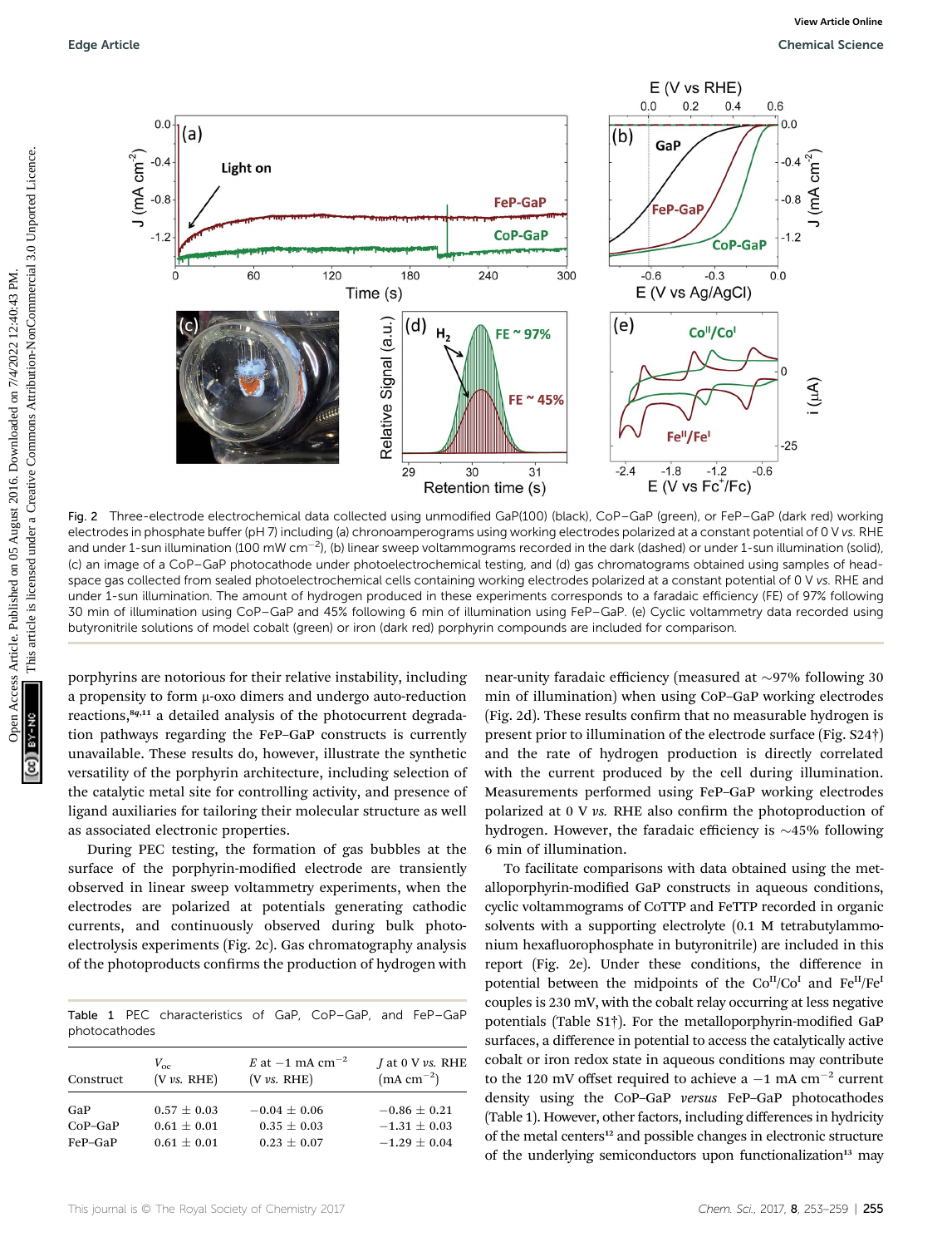Fig. 2 Three-electrode electrochemical data collected using unmodified GaP(100) (black), CoP–GaP (green), or FeP–GaP (dark red) working electrodes in phosphate buffer (pH 7) including (a) chronoamperograms using working electrodes polarized at a constant potential of 0 V *vs.* RHE and under 1-sun illumination (100 mW $cm^{-2}$), (b) linear sweep voltammograms recorded in the dark (dashed) or under 1-sun illumination (solid), (c) an image of a CoP–GaP photocathode under photoelectrochemical testing, and (d) gas chromatograms obtained using samples of headspace gas collected from sealed photoelectrochemical cells containing working electrodes polarized at a constant potential of 0 V *vs.* RHE and under 1-sun illumination. The amount of hydrogen produced in these experiments corresponds to a faradaic efficiency (FE) of 97% following 30 min of illumination using CoP–GaP and 45% following 6 min of illumination using FeP–GaP. (e) Cyclic voltammetry data recorded using butyronitrile solutions of model cobalt (green) or iron (dark red) porphyrin compounds are included for comparison.

porphyrins are notorious for their relative instability, including a propensity to form μ-oxo dimers and undergo auto-reduction reactions,[8g,11] a detailed analysis of the photocurrent degradation pathways regarding the FeP–GaP constructs is currently unavailable. These results do, however, illustrate the synthetic versatility of the porphyrin architecture, including selection of the catalytic metal site for controlling activity, and presence of ligand auxiliaries for tailoring their molecular structure as well as associated electronic properties.

During PEC testing, the formation of gas bubbles at the surface of the porphyrin-modified electrode are transiently observed in linear sweep voltammetry experiments, when the electrodes are polarized at potentials generating cathodic currents, and continuously observed during bulk photoelectrolysis experiments (Fig. 2c). Gas chromatography analysis of the photoproducts confirms the production of hydrogen with near-unity faradaic efficiency (measured at ~97% following 30 min of illumination) when using CoP–GaP working electrodes (Fig. 2d). These results confirm that no measurable hydrogen is present prior to illumination of the electrode surface (Fig. S24†) and the rate of hydrogen production is directly correlated with the current produced by the cell during illumination. Measurements performed using FeP–GaP working electrodes polarized at 0 V *vs.* RHE also confirm the photoproduction of hydrogen. However, the faradaic efficiency is ~45% following 6 min of illumination.

Table 1 PEC characteristics of GaP, CoP–GaP, and FeP–GaP photocathodes

| Construct | $V_{oc}$ (V *vs.* RHE) | $E$ at −1 mA $cm^{-2}$ (V *vs.* RHE) | $J$ at 0 V *vs.* RHE (mA $cm^{-2}$) |
|---|---|---|---|
| GaP | 0.57 ± 0.03 | −0.04 ± 0.06 | −0.86 ± 0.21 |
| CoP–GaP | 0.61 ± 0.01 | 0.35 ± 0.03 | −1.31 ± 0.03 |
| FeP–GaP | 0.61 ± 0.01 | 0.23 ± 0.07 | −1.29 ± 0.04 |

To facilitate comparisons with data obtained using the metalloporphyrin-modified GaP constructs in aqueous conditions, cyclic voltammograms of CoTTP and FeTTP recorded in organic solvents with a supporting electrolyte (0.1 M tetrabutylammonium hexafluorophosphate in butyronitrile) are included in this report (Fig. 2e). Under these conditions, the difference in potential between the midpoints of the $Co^{II}/Co^{I}$ and $Fe^{II}/Fe^{I}$ couples is 230 mV, with the cobalt relay occurring at less negative potentials (Table S1†). For the metalloporphyrin-modified GaP surfaces, a difference in potential to access the catalytically active cobalt or iron redox state in aqueous conditions may contribute to the 120 mV offset required to achieve a −1 mA $cm^{-2}$ current density using the CoP–GaP *versus* FeP–GaP photocathodes (Table 1). However, other factors, including differences in hydricity of the metal centers[12] and possible changes in electronic structure of the underlying semiconductors upon functionalization[13] may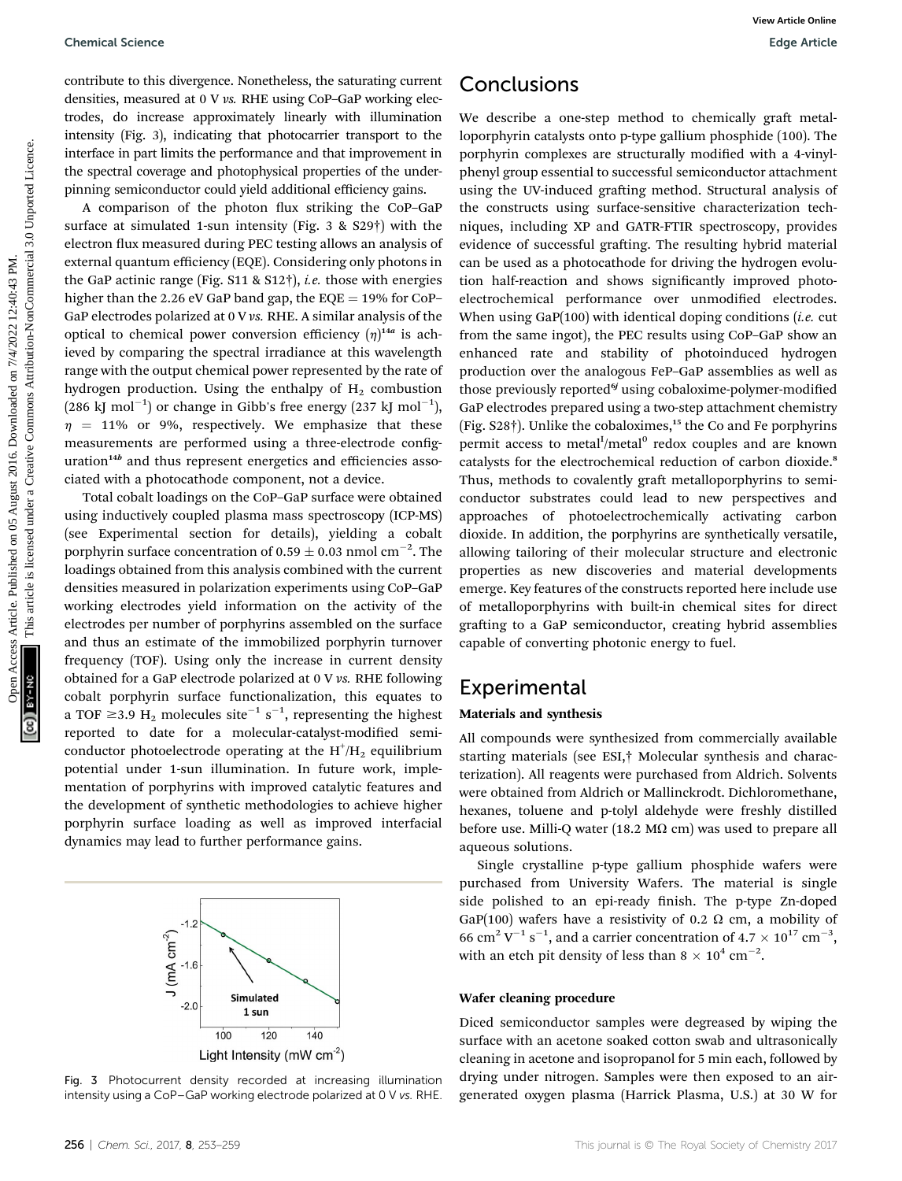contribute to this divergence. Nonetheless, the saturating current densities, measured at 0 V *vs.* RHE using CoP–GaP working electrodes, do increase approximately linearly with illumination intensity (Fig. 3), indicating that photocarrier transport to the interface in part limits the performance and that improvement in the spectral coverage and photophysical properties of the underpinning semiconductor could yield additional efficiency gains.

A comparison of the photon flux striking the CoP–GaP surface at simulated 1-sun intensity (Fig. 3 & S29†) with the electron flux measured during PEC testing allows an analysis of external quantum efficiency (EQE). Considering only photons in the GaP actinic range (Fig. S11 & S12†), *i.e.* those with energies higher than the 2.26 eV GaP band gap, the EQE = 19% for CoP–GaP electrodes polarized at 0 V *vs.* RHE. A similar analysis of the optical to chemical power conversion efficiency ($\eta$)[14a] is achieved by comparing the spectral irradiance at this wavelength range with the output chemical power represented by the rate of hydrogen production. Using the enthalpy of $H_2$ combustion (286 kJ $mol^{-1}$) or change in Gibb's free energy (237 kJ $mol^{-1}$), $\eta$ = 11% or 9%, respectively. We emphasize that these measurements are performed using a three-electrode configuration[14b] and thus represent energetics and efficiencies associated with a photocathode component, not a device.

Total cobalt loadings on the CoP–GaP surface were obtained using inductively coupled plasma mass spectroscopy (ICP-MS) (see Experimental section for details), yielding a cobalt porphyrin surface concentration of 0.59 ± 0.03 nmol $cm^{-2}$. The loadings obtained from this analysis combined with the current densities measured in polarization experiments using CoP–GaP working electrodes yield information on the activity of the electrodes per number of porphyrins assembled on the surface and thus an estimate of the immobilized porphyrin turnover frequency (TOF). Using only the increase in current density obtained for a GaP electrode polarized at 0 V *vs.* RHE following cobalt porphyrin surface functionalization, this equates to a TOF ≥3.9 $H_2$ molecules $site^{-1}$ $s^{-1}$, representing the highest reported to date for a molecular-catalyst-modified semiconductor photoelectrode operating at the $H^+/H_2$ equilibrium potential under 1-sun illumination. In future work, implementation of porphyrins with improved catalytic features and the development of synthetic methodologies to achieve higher porphyrin surface loading as well as improved interfacial dynamics may lead to further performance gains.

Fig. 3 Photocurrent density recorded at increasing illumination intensity using a CoP–GaP working electrode polarized at 0 V *vs.* RHE.

## Conclusions

We describe a one-step method to chemically graft metalloporphyrin catalysts onto p-type gallium phosphide (100). The porphyrin complexes are structurally modified with a 4-vinylphenyl group essential to successful semiconductor attachment using the UV-induced grafting method. Structural analysis of the constructs using surface-sensitive characterization techniques, including XP and GATR-FTIR spectroscopy, provides evidence of successful grafting. The resulting hybrid material can be used as a photocathode for driving the hydrogen evolution half-reaction and shows significantly improved photoelectrochemical performance over unmodified electrodes. When using GaP(100) with identical doping conditions (*i.e.* cut from the same ingot), the PEC results using CoP–GaP show an enhanced rate and stability of photoinduced hydrogen production over the analogous FeP–GaP assemblies as well as those previously reported[6f] using cobaloxime-polymer-modified GaP electrodes prepared using a two-step attachment chemistry (Fig. S28†). Unlike the cobaloximes,[15] the Co and Fe porphyrins permit access to $metal^{I}/metal^{0}$ redox couples and are known catalysts for the electrochemical reduction of carbon dioxide.[8] Thus, methods to covalently graft metalloporphyrins to semiconductor substrates could lead to new perspectives and approaches of photoelectrochemically activating carbon dioxide. In addition, the porphyrins are synthetically versatile, allowing tailoring of their molecular structure and electronic properties as new discoveries and material developments emerge. Key features of the constructs reported here include use of metalloporphyrins with built-in chemical sites for direct grafting to a GaP semiconductor, creating hybrid assemblies capable of converting photonic energy to fuel.

## Experimental

### Materials and synthesis

All compounds were synthesized from commercially available starting materials (see ESI,† Molecular synthesis and characterization). All reagents were purchased from Aldrich. Solvents were obtained from Aldrich or Mallinckrodt. Dichloromethane, hexanes, toluene and p-tolyl aldehyde were freshly distilled before use. Milli-Q water (18.2 MΩ cm) was used to prepare all aqueous solutions.

Single crystalline p-type gallium phosphide wafers were purchased from University Wafers. The material is single side polished to an epi-ready finish. The p-type Zn-doped GaP(100) wafers have a resistivity of 0.2 Ω cm, a mobility of 66 $cm^2$ $V^{-1}$ $s^{-1}$, and a carrier concentration of $4.7 \times 10^{17}$ $cm^{-3}$, with an etch pit density of less than $8 \times 10^4$ $cm^{-2}$.

### Wafer cleaning procedure

Diced semiconductor samples were degreased by wiping the surface with an acetone soaked cotton swab and ultrasonically cleaning in acetone and isopropanol for 5 min each, followed by drying under nitrogen. Samples were then exposed to an air-generated oxygen plasma (Harrick Plasma, U.S.) at 30 W for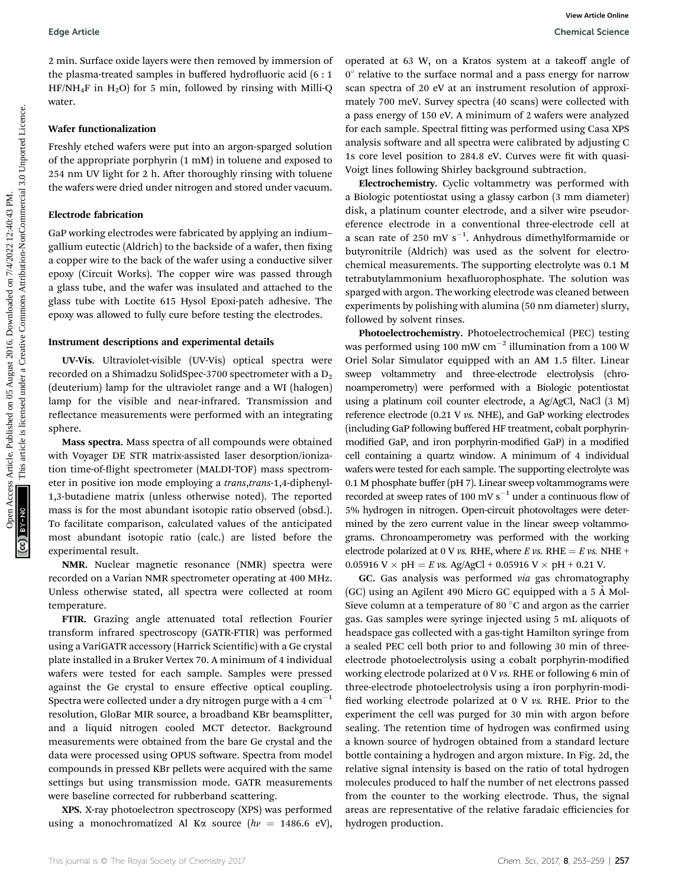2 min. Surface oxide layers were then removed by immersion of the plasma-treated samples in buffered hydrofluoric acid (6 : 1 $HF/NH_4F$ in $H_2O$) for 5 min, followed by rinsing with Milli-Q water.

### Wafer functionalization

Freshly etched wafers were put into an argon-sparged solution of the appropriate porphyrin (1 mM) in toluene and exposed to 254 nm UV light for 2 h. After thoroughly rinsing with toluene the wafers were dried under nitrogen and stored under vacuum.

### Electrode fabrication

GaP working electrodes were fabricated by applying an indium–gallium eutectic (Aldrich) to the backside of a wafer, then fixing a copper wire to the back of the wafer using a conductive silver epoxy (Circuit Works). The copper wire was passed through a glass tube, and the wafer was insulated and attached to the glass tube with Loctite 615 Hysol Epoxi-patch adhesive. The epoxy was allowed to fully cure before testing the electrodes.

### Instrument descriptions and experimental details

**UV-Vis.** Ultraviolet-visible (UV-Vis) optical spectra were recorded on a Shimadzu SolidSpec-3700 spectrometer with a $D_2$ (deuterium) lamp for the ultraviolet range and a WI (halogen) lamp for the visible and near-infrared. Transmission and reflectance measurements were performed with an integrating sphere.

**Mass spectra.** Mass spectra of all compounds were obtained with Voyager DE STR matrix-assisted laser desorption/ionization time-of-flight spectrometer (MALDI-TOF) mass spectrometer in positive ion mode employing a *trans*,*trans*-1,4-diphenyl-1,3-butadiene matrix (unless otherwise noted). The reported mass is for the most abundant isotopic ratio observed (obsd.). To facilitate comparison, calculated values of the anticipated most abundant isotopic ratio (calc.) are listed before the experimental result.

**NMR.** Nuclear magnetic resonance (NMR) spectra were recorded on a Varian NMR spectrometer operating at 400 MHz. Unless otherwise stated, all spectra were collected at room temperature.

**FTIR.** Grazing angle attenuated total reflection Fourier transform infrared spectroscopy (GATR-FTIR) was performed using a VariGATR accessory (Harrick Scientific) with a Ge crystal plate installed in a Bruker Vertex 70. A minimum of 4 individual wafers were tested for each sample. Samples were pressed against the Ge crystal to ensure effective optical coupling. Spectra were collected under a dry nitrogen purge with a 4 $cm^{-1}$ resolution, GloBar MIR source, a broadband KBr beamsplitter, and a liquid nitrogen cooled MCT detector. Background measurements were obtained from the bare Ge crystal and the data were processed using OPUS software. Spectra from model compounds in pressed KBr pellets were acquired with the same settings but using transmission mode. GATR measurements were baseline corrected for rubberband scattering.

**XPS.** X-ray photoelectron spectroscopy (XPS) was performed using a monochromatized Al K$\alpha$ source ($h\nu$ = 1486.6 eV), operated at 63 W, on a Kratos system at a takeoff angle of 0° relative to the surface normal and a pass energy for narrow scan spectra of 20 eV at an instrument resolution of approximately 700 meV. Survey spectra (40 scans) were collected with a pass energy of 150 eV. A minimum of 2 wafers were analyzed for each sample. Spectral fitting was performed using Casa XPS analysis software and all spectra were calibrated by adjusting C 1s core level position to 284.8 eV. Curves were fit with quasi-Voigt lines following Shirley background subtraction.

**Electrochemistry.** Cyclic voltammetry was performed with a Biologic potentiostat using a glassy carbon (3 mm diameter) disk, a platinum counter electrode, and a silver wire pseudoreference electrode in a conventional three-electrode cell at a scan rate of 250 mV $s^{-1}$. Anhydrous dimethylformamide or butyronitrile (Aldrich) was used as the solvent for electrochemical measurements. The supporting electrolyte was 0.1 M tetrabutylammonium hexafluorophosphate. The solution was sparged with argon. The working electrode was cleaned between experiments by polishing with alumina (50 nm diameter) slurry, followed by solvent rinses.

**Photoelectrochemistry.** Photoelectrochemical (PEC) testing was performed using 100 mW $cm^{-2}$ illumination from a 100 W Oriel Solar Simulator equipped with an AM 1.5 filter. Linear sweep voltammetry and three-electrode electrolysis (chronoamperometry) were performed with a Biologic potentiostat using a platinum coil counter electrode, a Ag/AgCl, NaCl (3 M) reference electrode (0.21 V *vs.* NHE), and GaP working electrodes (including GaP following buffered HF treatment, cobalt porphyrin-modified GaP, and iron porphyrin-modified GaP) in a modified cell containing a quartz window. A minimum of 4 individual wafers were tested for each sample. The supporting electrolyte was 0.1 M phosphate buffer (pH 7). Linear sweep voltammograms were recorded at sweep rates of 100 mV $s^{-1}$ under a continuous flow of 5% hydrogen in nitrogen. Open-circuit photovoltages were determined by the zero current value in the linear sweep voltammograms. Chronoamperometry was performed with the working electrode polarized at 0 V *vs.* RHE, where $E$ *vs.* RHE = $E$ *vs.* NHE + 0.05916 V × pH = $E$ *vs.* Ag/AgCl + 0.05916 V × pH + 0.21 V.

**GC.** Gas analysis was performed *via* gas chromatography (GC) using an Agilent 490 Micro GC equipped with a 5 Å Mol-Sieve column at a temperature of 80 °C and argon as the carrier gas. Gas samples were syringe injected using 5 mL aliquots of headspace gas collected with a gas-tight Hamilton syringe from a sealed PEC cell both prior to and following 30 min of three-electrode photoelectrolysis using a cobalt porphyrin-modified working electrode polarized at 0 V *vs.* RHE or following 6 min of three-electrode photoelectrolysis using a iron porphyrin-modified working electrode polarized at 0 V *vs.* RHE. Prior to the experiment the cell was purged for 30 min with argon before sealing. The retention time of hydrogen was confirmed using a known source of hydrogen obtained from a standard lecture bottle containing a hydrogen and argon mixture. In Fig. 2d, the relative signal intensity is based on the ratio of total hydrogen molecules produced to half the number of net electrons passed from the counter to the working electrode. Thus, the signal areas are representative of the relative faradaic efficiencies for hydrogen production.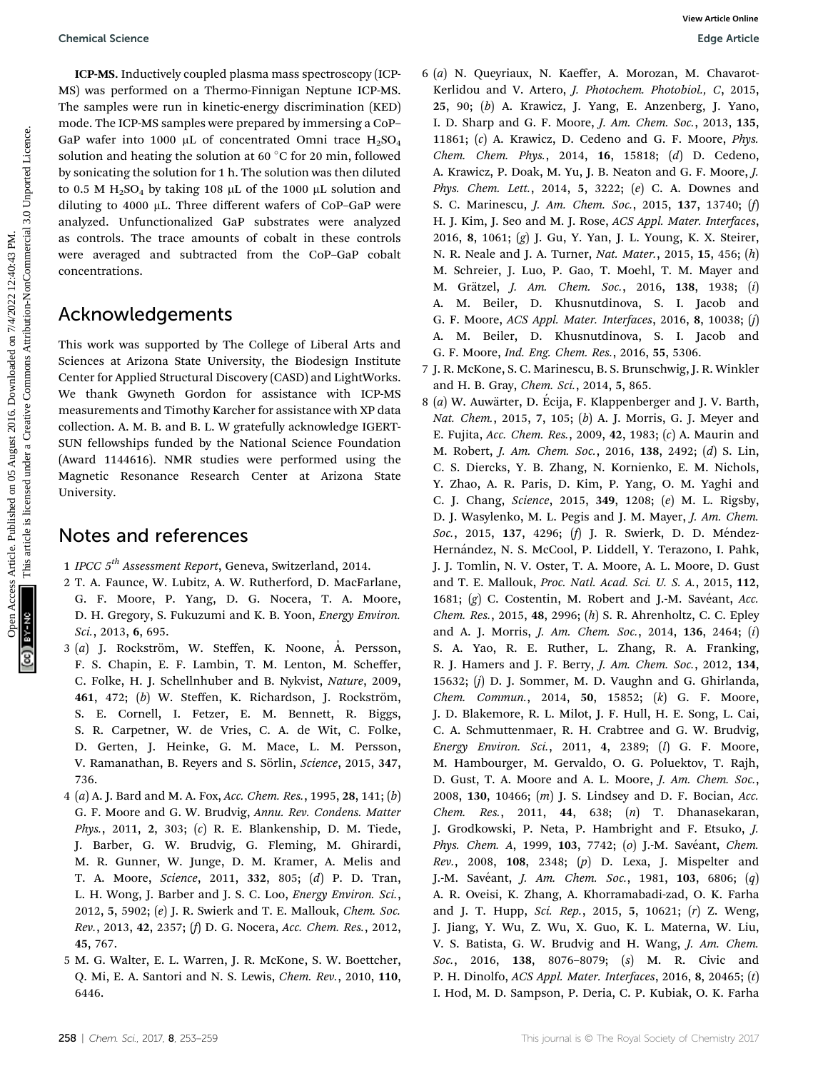**ICP-MS.** Inductively coupled plasma mass spectroscopy (ICP-MS) was performed on a Thermo-Finnigan Neptune ICP-MS. The samples were run in kinetic-energy discrimination (KED) mode. The ICP-MS samples were prepared by immersing a CoP–GaP wafer into 1000 μL of concentrated Omni trace $H_2SO_4$ solution and heating the solution at 60 °C for 20 min, followed by sonicating the solution for 1 h. The solution was then diluted to 0.5 M $H_2SO_4$ by taking 108 μL of the 1000 μL solution and diluting to 4000 μL. Three different wafers of CoP–GaP were analyzed. Unfunctionalized GaP substrates were analyzed as controls. The trace amounts of cobalt in these controls were averaged and subtracted from the CoP–GaP cobalt concentrations.

## Acknowledgements

This work was supported by The College of Liberal Arts and Sciences at Arizona State University, the Biodesign Institute Center for Applied Structural Discovery (CASD) and LightWorks. We thank Gwyneth Gordon for assistance with ICP-MS measurements and Timothy Karcher for assistance with XP data collection. A. M. B. and B. L. W gratefully acknowledge IGERT-SUN fellowships funded by the National Science Foundation (Award 1144616). NMR studies were performed using the Magnetic Resonance Research Center at Arizona State University.

## Notes and references

1 *IPCC 5th Assessment Report*, Geneva, Switzerland, 2014.

2 T. A. Faunce, W. Lubitz, A. W. Rutherford, D. MacFarlane, G. F. Moore, P. Yang, D. G. Nocera, T. A. Moore, D. H. Gregory, S. Fukuzumi and K. B. Yoon, *Energy Environ. Sci.*, 2013, **6**, 695.

3 (*a*) J. Rockström, W. Steffen, K. Noone, Å. Persson, F. S. Chapin, E. F. Lambin, T. M. Lenton, M. Scheffer, C. Folke, H. J. Schellnhuber and B. Nykvist, *Nature*, 2009, **461**, 472; (*b*) W. Steffen, K. Richardson, J. Rockström, S. E. Cornell, I. Fetzer, E. M. Bennett, R. Biggs, S. R. Carpetner, W. de Vries, C. A. de Wit, C. Folke, D. Gerten, J. Heinke, G. M. Mace, L. M. Persson, V. Ramanathan, B. Reyers and S. Sörlin, *Science*, 2015, **347**, 736.

4 (*a*) A. J. Bard and M. A. Fox, *Acc. Chem. Res.*, 1995, **28**, 141; (*b*) G. F. Moore and G. W. Brudvig, *Annu. Rev. Condens. Matter Phys.*, 2011, **2**, 303; (*c*) R. E. Blankenship, D. M. Tiede, J. Barber, G. W. Brudvig, G. Fleming, M. Ghirardi, M. R. Gunner, W. Junge, D. M. Kramer, A. Melis and T. A. Moore, *Science*, 2011, **332**, 805; (*d*) P. D. Tran, L. H. Wong, J. Barber and J. S. C. Loo, *Energy Environ. Sci.*, 2012, **5**, 5902; (*e*) J. R. Swierk and T. E. Mallouk, *Chem. Soc. Rev.*, 2013, **42**, 2357; (*f*) D. G. Nocera, *Acc. Chem. Res.*, 2012, **45**, 767.

5 M. G. Walter, E. L. Warren, J. R. McKone, S. W. Boettcher, Q. Mi, E. A. Santori and N. S. Lewis, *Chem. Rev.*, 2010, **110**, 6446.

6 (*a*) N. Queyriaux, N. Kaeffer, A. Morozan, M. Chavarot-Kerlidou and V. Artero, *J. Photochem. Photobiol., C*, 2015, **25**, 90; (*b*) A. Krawicz, J. Yang, E. Anzenberg, J. Yano, I. D. Sharp and G. F. Moore, *J. Am. Chem. Soc.*, 2013, **135**, 11861; (*c*) A. Krawicz, D. Cedeno and G. F. Moore, *Phys. Chem. Chem. Phys.*, 2014, **16**, 15818; (*d*) D. Cedeno, A. Krawicz, P. Doak, M. Yu, J. B. Neaton and G. F. Moore, *J. Phys. Chem. Lett.*, 2014, **5**, 3222; (*e*) C. A. Downes and S. C. Marinescu, *J. Am. Chem. Soc.*, 2015, **137**, 13740; (*f*) H. J. Kim, J. Seo and M. J. Rose, *ACS Appl. Mater. Interfaces*, 2016, **8**, 1061; (*g*) J. Gu, Y. Yan, J. L. Young, K. X. Steirer, N. R. Neale and J. A. Turner, *Nat. Mater.*, 2015, **15**, 456; (*h*) M. Schreier, J. Luo, P. Gao, T. Moehl, T. M. Mayer and M. Grätzel, *J. Am. Chem. Soc.*, 2016, **138**, 1938; (*i*) A. M. Beiler, D. Khusnutdinova, S. I. Jacob and G. F. Moore, *ACS Appl. Mater. Interfaces*, 2016, **8**, 10038; (*j*) A. M. Beiler, D. Khusnutdinova, S. I. Jacob and G. F. Moore, *Ind. Eng. Chem. Res.*, 2016, **55**, 5306.

7 J. R. McKone, S. C. Marinescu, B. S. Brunschwig, J. R. Winkler and H. B. Gray, *Chem. Sci.*, 2014, **5**, 865.

8 (*a*) W. Auwärter, D. Écija, F. Klappenberger and J. V. Barth, *Nat. Chem.*, 2015, **7**, 105; (*b*) A. J. Morris, G. J. Meyer and E. Fujita, *Acc. Chem. Res.*, 2009, **42**, 1983; (*c*) A. Maurin and M. Robert, *J. Am. Chem. Soc.*, 2016, **138**, 2492; (*d*) S. Lin, C. S. Diercks, Y. B. Zhang, N. Kornienko, E. M. Nichols, Y. Zhao, A. R. Paris, D. Kim, P. Yang, O. M. Yaghi and C. J. Chang, *Science*, 2015, **349**, 1208; (*e*) M. L. Rigsby, D. J. Wasylenko, M. L. Pegis and J. M. Mayer, *J. Am. Chem. Soc.*, 2015, **137**, 4296; (*f*) J. R. Swierk, D. D. Méndez-Hernández, N. S. McCool, P. Liddell, Y. Terazono, I. Pahk, J. J. Tomlin, N. V. Oster, T. A. Moore, A. L. Moore, D. Gust and T. E. Mallouk, *Proc. Natl. Acad. Sci. U. S. A.*, 2015, **112**, 1681; (*g*) C. Costentin, M. Robert and J.-M. Savéant, *Acc. Chem. Res.*, 2015, **48**, 2996; (*h*) S. R. Ahrenholtz, C. C. Epley and A. J. Morris, *J. Am. Chem. Soc.*, 2014, **136**, 2464; (*i*) S. A. Yao, R. E. Ruther, L. Zhang, R. A. Franking, R. J. Hamers and J. F. Berry, *J. Am. Chem. Soc.*, 2012, **134**, 15632; (*j*) D. J. Sommer, M. D. Vaughn and G. Ghirlanda, *Chem. Commun.*, 2014, **50**, 15852; (*k*) G. F. Moore, J. D. Blakemore, R. L. Milot, J. F. Hull, H. E. Song, L. Cai, C. A. Schmuttenmaer, R. H. Crabtree and G. W. Brudvig, *Energy Environ. Sci.*, 2011, **4**, 2389; (*l*) G. F. Moore, M. Hambourger, M. Gervaldo, O. G. Poluektov, T. Rajh, D. Gust, T. A. Moore and A. L. Moore, *J. Am. Chem. Soc.*, 2008, **130**, 10466; (*m*) J. S. Lindsey and D. F. Bocian, *Acc. Chem. Res.*, 2011, **44**, 638; (*n*) T. Dhanasekaran, J. Grodkowski, P. Neta, P. Hambright and F. Etsuko, *J. Phys. Chem. A*, 1999, **103**, 7742; (*o*) J.-M. Savéant, *Chem. Rev.*, 2008, **108**, 2348; (*p*) D. Lexa, J. Mispelter and J.-M. Savéant, *J. Am. Chem. Soc.*, 1981, **103**, 6806; (*q*) A. R. Oveisi, K. Zhang, A. Khorramabadi-zad, O. K. Farha and J. T. Hupp, *Sci. Rep.*, 2015, **5**, 10621; (*r*) Z. Weng, J. Jiang, Y. Wu, Z. Wu, X. Guo, K. L. Materna, W. Liu, V. S. Batista, G. W. Brudvig and H. Wang, *J. Am. Chem. Soc.*, 2016, **138**, 8076–8079; (*s*) M. R. Civic and P. H. Dinolfo, *ACS Appl. Mater. Interfaces*, 2016, **8**, 20465; (*t*) I. Hod, M. D. Sampson, P. Deria, C. P. Kubiak, O. K. Farha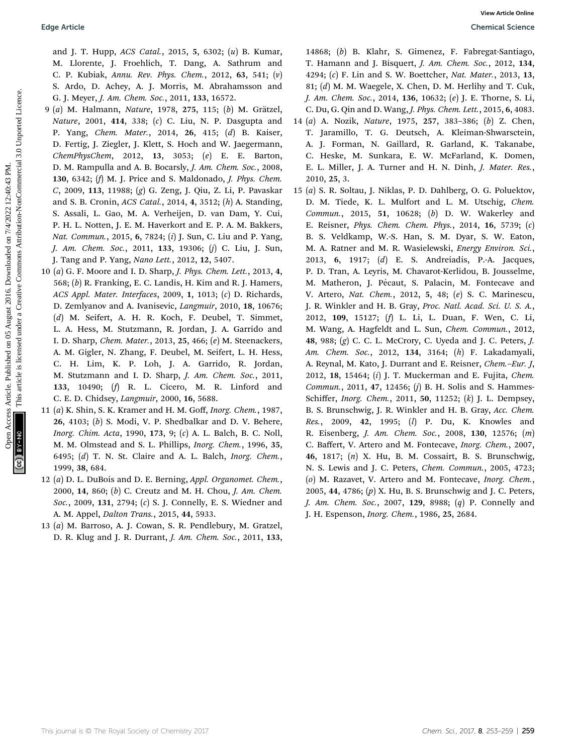and J. T. Hupp, *ACS Catal.*, 2015, **5**, 6302; (*u*) B. Kumar, M. Llorente, J. Froehlich, T. Dang, A. Sathrum and C. P. Kubiak, *Annu. Rev. Phys. Chem.*, 2012, **63**, 541; (*v*) S. Ardo, D. Achey, A. J. Morris, M. Abrahamsson and G. J. Meyer, *J. Am. Chem. Soc.*, 2011, **133**, 16572.

9 (*a*) M. Halmann, *Nature*, 1978, **275**, 115; (*b*) M. Grätzel, *Nature*, 2001, **414**, 338; (*c*) C. Liu, N. P. Dasgupta and P. Yang, *Chem. Mater.*, 2014, **26**, 415; (*d*) B. Kaiser, D. Fertig, J. Ziegler, J. Klett, S. Hoch and W. Jaegermann, *ChemPhysChem*, 2012, **13**, 3053; (*e*) E. E. Barton, D. M. Rampulla and A. B. Bocarsly, *J. Am. Chem. Soc.*, 2008, **130**, 6342; (*f*) M. J. Price and S. Maldonado, *J. Phys. Chem. C*, 2009, **113**, 11988; (*g*) G. Zeng, J. Qiu, Z. Li, P. Pavaskar and S. B. Cronin, *ACS Catal.*, 2014, **4**, 3512; (*h*) A. Standing, S. Assali, L. Gao, M. A. Verheijen, D. van Dam, Y. Cui, P. H. L. Notten, J. E. M. Haverkort and E. P. A. M. Bakkers, *Nat. Commun.*, 2015, **6**, 7824; (*i*) J. Sun, C. Liu and P. Yang, *J. Am. Chem. Soc.*, 2011, **133**, 19306; (*j*) C. Liu, J. Sun, J. Tang and P. Yang, *Nano Lett.*, 2012, **12**, 5407.

10 (*a*) G. F. Moore and I. D. Sharp, *J. Phys. Chem. Lett.*, 2013, **4**, 568; (*b*) R. Franking, E. C. Landis, H. Kim and R. J. Hamers, *ACS Appl. Mater. Interfaces*, 2009, **1**, 1013; (*c*) D. Richards, D. Zemlyanov and A. Ivanisevic, *Langmuir*, 2010, **18**, 10676; (*d*) M. Seifert, A. H. R. Koch, F. Deubel, T. Simmet, L. A. Hess, M. Stutzmann, R. Jordan, J. A. Garrido and I. D. Sharp, *Chem. Mater.*, 2013, **25**, 466; (*e*) M. Steenackers, A. M. Gigler, N. Zhang, F. Deubel, M. Seifert, L. H. Hess, C. H. Lim, K. P. Loh, J. A. Garrido, R. Jordan, M. Stutzmann and I. D. Sharp, *J. Am. Chem. Soc.*, 2011, **133**, 10490; (*f*) R. L. Cicero, M. R. Linford and C. E. D. Chidsey, *Langmuir*, 2000, **16**, 5688.

11 (*a*) K. Shin, S. K. Kramer and H. M. Goff, *Inorg. Chem.*, 1987, **26**, 4103; (*b*) S. Modi, V. P. Shedbalkar and D. V. Behere, *Inorg. Chim. Acta*, 1990, **173**, 9; (*c*) A. L. Balch, B. C. Noll, M. M. Olmstead and S. L. Phillips, *Inorg. Chem.*, 1996, **35**, 6495; (*d*) T. N. St. Claire and A. L. Balch, *Inorg. Chem.*, 1999, **38**, 684.

12 (*a*) D. L. DuBois and D. E. Berning, *Appl. Organomet. Chem.*, 2000, **14**, 860; (*b*) C. Creutz and M. H. Chou, *J. Am. Chem. Soc.*, 2009, **131**, 2794; (*c*) S. J. Connelly, E. S. Wiedner and A. M. Appel, *Dalton Trans.*, 2015, **44**, 5933.

13 (*a*) M. Barroso, A. J. Cowan, S. R. Pendlebury, M. Gratzel, D. R. Klug and J. R. Durrant, *J. Am. Chem. Soc.*, 2011, **133**, 14868; (*b*) B. Klahr, S. Gimenez, F. Fabregat-Santiago, T. Hamann and J. Bisquert, *J. Am. Chem. Soc.*, 2012, **134**, 4294; (*c*) F. Lin and S. W. Boettcher, *Nat. Mater.*, 2013, **13**, 81; (*d*) M. M. Waegele, X. Chen, D. M. Herlihy and T. Cuk, *J. Am. Chem. Soc.*, 2014, **136**, 10632; (*e*) J. E. Thorne, S. Li, C. Du, G. Qin and D. Wang, *J. Phys. Chem. Lett.*, 2015, **6**, 4083.

14 (*a*) A. Nozik, *Nature*, 1975, **257**, 383–386; (*b*) Z. Chen, T. Jaramillo, T. G. Deutsch, A. Kleiman-Shwarsctein, A. J. Forman, N. Gaillard, R. Garland, K. Takanabe, C. Heske, M. Sunkara, E. W. McFarland, K. Domen, E. L. Miller, J. A. Turner and H. N. Dinh, *J. Mater. Res.*, 2010, **25**, 3.

15 (*a*) S. R. Soltau, J. Niklas, P. D. Dahlberg, O. G. Poluektov, D. M. Tiede, K. L. Mulfort and L. M. Utschig, *Chem. Commun.*, 2015, **51**, 10628; (*b*) D. W. Wakerley and E. Reisner, *Phys. Chem. Chem. Phys.*, 2014, **16**, 5739; (*c*) B. S. Veldkamp, W.-S. Han, S. M. Dyar, S. W. Eaton, M. A. Ratner and M. R. Wasielewski, *Energy Environ. Sci.*, 2013, **6**, 1917; (*d*) E. S. Andreiadis, P.-A. Jacques, P. D. Tran, A. Leyris, M. Chavarot-Kerlidou, B. Jousselme, M. Matheron, J. Pécaut, S. Palacin, M. Fontecave and V. Artero, *Nat. Chem.*, 2012, **5**, 48; (*e*) S. C. Marinescu, J. R. Winkler and H. B. Gray, *Proc. Natl. Acad. Sci. U. S. A.*, 2012, **109**, 15127; (*f*) L. Li, L. Duan, F. Wen, C. Li, M. Wang, A. Hagfeldt and L. Sun, *Chem. Commun.*, 2012, **48**, 988; (*g*) C. C. L. McCrory, C. Uyeda and J. C. Peters, *J. Am. Chem. Soc.*, 2012, **134**, 3164; (*h*) F. Lakadamyali, A. Reynal, M. Kato, J. Durrant and E. Reisner, *Chem.–Eur. J*, 2012, **18**, 15464; (*i*) J. T. Muckerman and E. Fujita, *Chem. Commun.*, 2011, **47**, 12456; (*j*) B. H. Solis and S. Hammes-Schiffer, *Inorg. Chem.*, 2011, **50**, 11252; (*k*) J. L. Dempsey, B. S. Brunschwig, J. R. Winkler and H. B. Gray, *Acc. Chem. Res.*, 2009, **42**, 1995; (*l*) P. Du, K. Knowles and R. Eisenberg, *J. Am. Chem. Soc.*, 2008, **130**, 12576; (*m*) C. Baffert, V. Artero and M. Fontecave, *Inorg. Chem.*, 2007, **46**, 1817; (*n*) X. Hu, B. M. Cossairt, B. S. Brunschwig, N. S. Lewis and J. C. Peters, *Chem. Commun.*, 2005, 4723; (*o*) M. Razavet, V. Artero and M. Fontecave, *Inorg. Chem.*, 2005, **44**, 4786; (*p*) X. Hu, B. S. Brunschwig and J. C. Peters, *J. Am. Chem. Soc.*, 2007, **129**, 8988; (*q*) P. Connelly and J. H. Espenson, *Inorg. Chem.*, 1986, **25**, 2684.